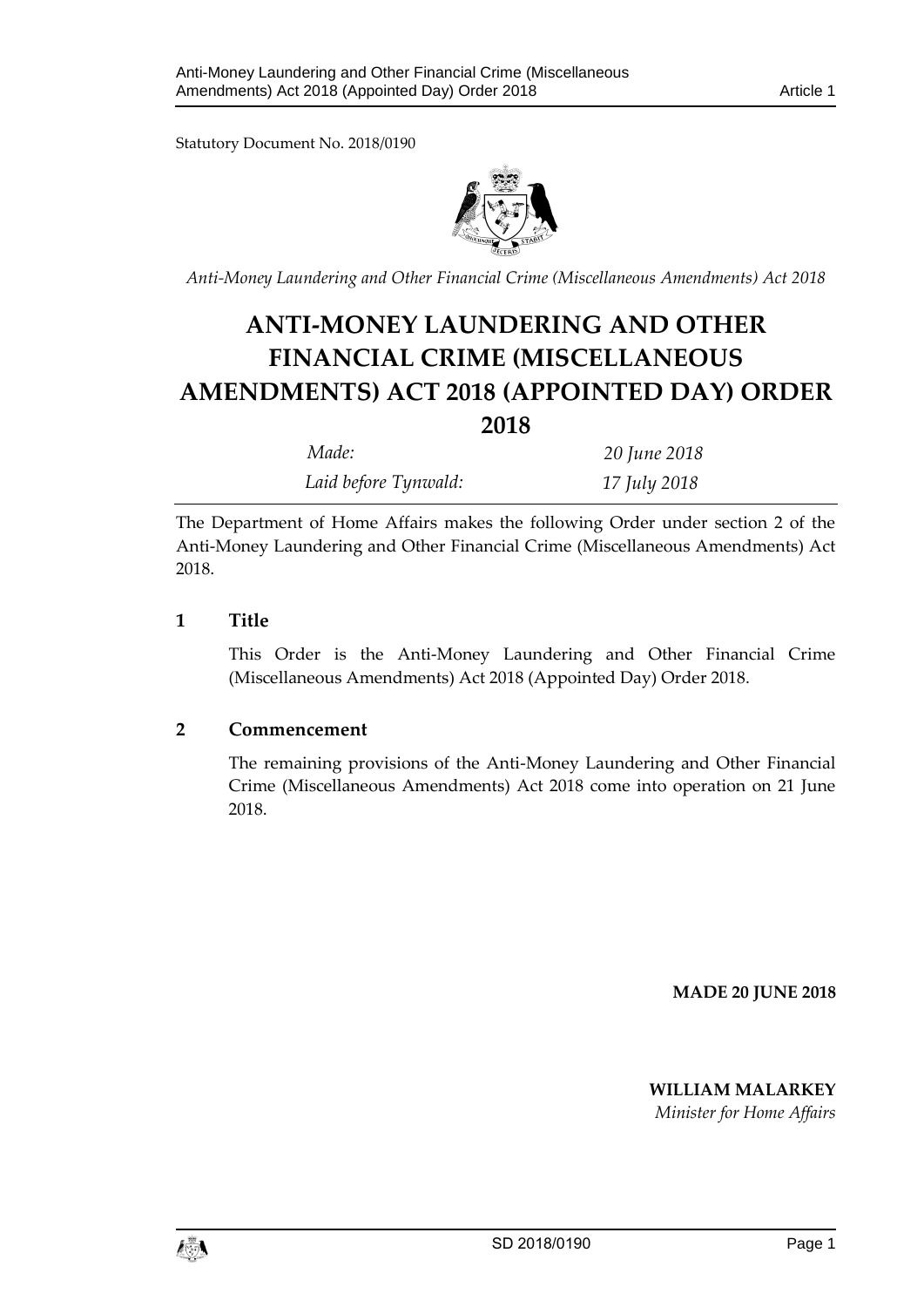Statutory Document No. 2018/0190

*Anti-Money Laundering and Other Financial Crime (Miscellaneous Amendments) Act 2018*

# ANTI-MONEY LAUNDERING AND OTHER FINANCIAL CRIME (MISCELLANEOUS AMENDMENTS) ACT 2018 (APPOINTED DAY) ORDER 2018

| | |
|---|---|
| *Made:* | *20 June 2018* |
| *Laid before Tynwald:* | *17 July 2018* |

The Department of Home Affairs makes the following Order under section 2 of the Anti-Money Laundering and Other Financial Crime (Miscellaneous Amendments) Act 2018.

## 1 Title

This Order is the Anti-Money Laundering and Other Financial Crime (Miscellaneous Amendments) Act 2018 (Appointed Day) Order 2018.

## 2 Commencement

The remaining provisions of the Anti-Money Laundering and Other Financial Crime (Miscellaneous Amendments) Act 2018 come into operation on 21 June 2018.

**MADE 20 JUNE 2018**

**WILLIAM MALARKEY**
*Minister for Home Affairs*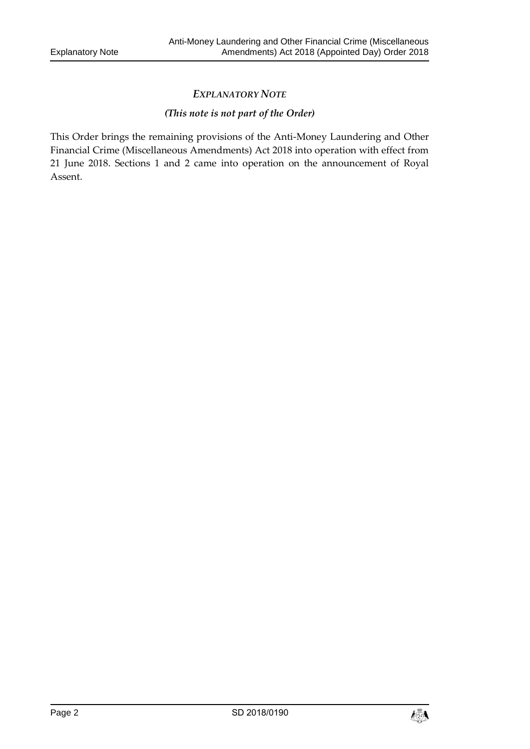## *EXPLANATORY NOTE*

***(This note is not part of the Order)***

This Order brings the remaining provisions of the Anti-Money Laundering and Other Financial Crime (Miscellaneous Amendments) Act 2018 into operation with effect from 21 June 2018. Sections 1 and 2 came into operation on the announcement of Royal Assent.